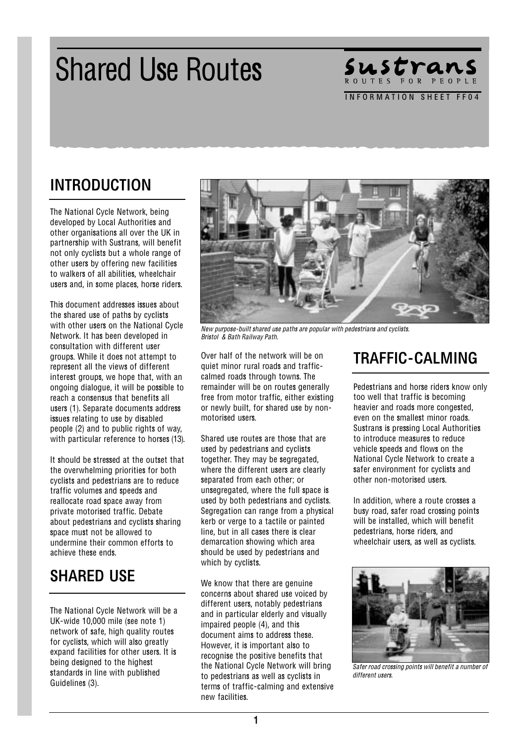# Shared Use Routes

Sustrans
ROUTES FOR PEOPLE

INFORMATION SHEET FF04

## INTRODUCTION

The National Cycle Network, being developed by Local Authorities and other organisations all over the UK in partnership with Sustrans, will benefit not only cyclists but a whole range of other users by offering new facilities to walkers of all abilities, wheelchair users and, in some places, horse riders.

This document addresses issues about the shared use of paths by cyclists with other users on the National Cycle Network. It has been developed in consultation with different user groups. While it does not attempt to represent all the views of different interest groups, we hope that, with an ongoing dialogue, it will be possible to reach a consensus that benefits all users (1). Separate documents address issues relating to use by disabled people (2) and to public rights of way, with particular reference to horses (13).

It should be stressed at the outset that the overwhelming priorities for both cyclists and pedestrians are to reduce traffic volumes and speeds and reallocate road space away from private motorised traffic. Debate about pedestrians and cyclists sharing space must not be allowed to undermine their common efforts to achieve these ends.

## SHARED USE

The National Cycle Network will be a UK-wide 10,000 mile (see note 1) network of safe, high quality routes for cyclists, which will also greatly expand facilities for other users. It is being designed to the highest standards in line with published Guidelines (3).

*New purpose-built shared use paths are popular with pedestrians and cyclists. Bristol & Bath Railway Path.*

Over half of the network will be on quiet minor rural roads and traffic-calmed roads through towns. The remainder will be on routes generally free from motor traffic, either existing or newly built, for shared use by non-motorised users.

Shared use routes are those that are used by pedestrians and cyclists together. They may be segregated, where the different users are clearly separated from each other; or unsegregated, where the full space is used by both pedestrians and cyclists. Segregation can range from a physical kerb or verge to a tactile or painted line, but in all cases there is clear demarcation showing which area should be used by pedestrians and which by cyclists.

We know that there are genuine concerns about shared use voiced by different users, notably pedestrians and in particular elderly and visually impaired people (4), and this document aims to address these. However, it is important also to recognise the positive benefits that the National Cycle Network will bring to pedestrians as well as cyclists in terms of traffic-calming and extensive new facilities.

## TRAFFIC-CALMING

Pedestrians and horse riders know only too well that traffic is becoming heavier and roads more congested, even on the smallest minor roads. Sustrans is pressing Local Authorities to introduce measures to reduce vehicle speeds and flows on the National Cycle Network to create a safer environment for cyclists and other non-motorised users.

In addition, where a route crosses a busy road, safer road crossing points will be installed, which will benefit pedestrians, horse riders, and wheelchair users, as well as cyclists.

*Safer road crossing points will benefit a number of different users.*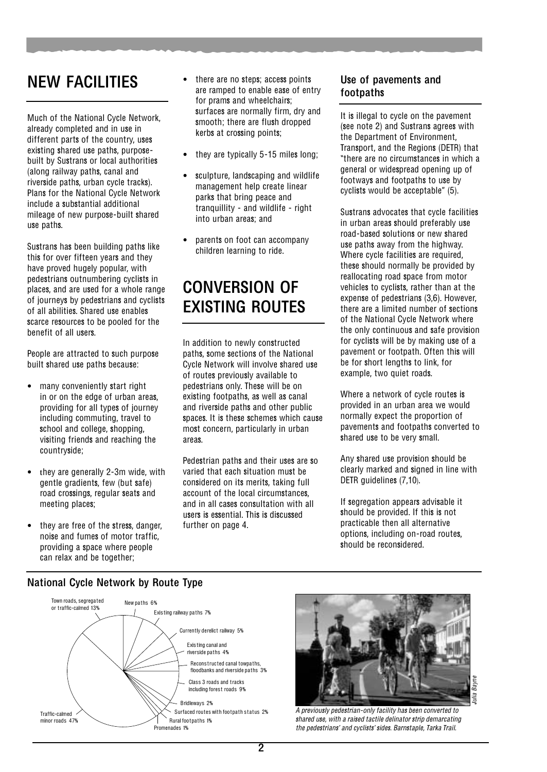## NEW FACILITIES

Much of the National Cycle Network, already completed and in use in different parts of the country, uses existing shared use paths, purpose-built by Sustrans or local authorities (along railway paths, canal and riverside paths, urban cycle tracks). Plans for the National Cycle Network include a substantial additional mileage of new purpose-built shared use paths.

Sustrans has been building paths like this for over fifteen years and they have proved hugely popular, with pedestrians outnumbering cyclists in places, and are used for a whole range of journeys by pedestrians and cyclists of all abilities. Shared use enables scarce resources to be pooled for the benefit of all users.

People are attracted to such purpose built shared use paths because:

- many conveniently start right in or on the edge of urban areas, providing for all types of journey including commuting, travel to school and college, shopping, visiting friends and reaching the countryside;
- they are generally 2-3m wide, with gentle gradients, few (but safe) road crossings, regular seats and meeting places;
- they are free of the stress, danger, noise and fumes of motor traffic, providing a space where people can relax and be together;
- there are no steps; access points are ramped to enable ease of entry for prams and wheelchairs; surfaces are normally firm, dry and smooth; there are flush dropped kerbs at crossing points;
- they are typically 5-15 miles long;
- sculpture, landscaping and wildlife management help create linear parks that bring peace and tranquillity - and wildlife - right into urban areas; and
- parents on foot can accompany children learning to ride.

## CONVERSION OF EXISTING ROUTES

In addition to newly constructed paths, some sections of the National Cycle Network will involve shared use of routes previously available to pedestrians only. These will be on existing footpaths, as well as canal and riverside paths and other public spaces. It is these schemes which cause most concern, particularly in urban areas.

Pedestrian paths and their uses are so varied that each situation must be considered on its merits, taking full account of the local circumstances, and in all cases consultation with all users is essential. This is discussed further on page 4.

### Use of pavements and footpaths

It is illegal to cycle on the pavement (see note 2) and Sustrans agrees with the Department of Environment, Transport, and the Regions (DETR) that "there are no circumstances in which a general or widespread opening up of footways and footpaths to use by cyclists would be acceptable" (5).

Sustrans advocates that cycle facilities in urban areas should preferably use road-based solutions or new shared use paths away from the highway. Where cycle facilities are required, these should normally be provided by reallocating road space from motor vehicles to cyclists, rather than at the expense of pedestrians (3,6). However, there are a limited number of sections of the National Cycle Network where the only continuous and safe provision for cyclists will be by making use of a pavement or footpath. Often this will be for short lengths to link, for example, two quiet roads.

Where a network of cycle routes is provided in an urban area we would normally expect the proportion of pavements and footpaths converted to shared use to be very small.

Any shared use provision should be clearly marked and signed in line with DETR guidelines (7,10).

If segregation appears advisable it should be provided. If this is not practicable then all alternative options, including on-road routes, should be reconsidered.

### National Cycle Network by Route Type

Town roads, segregated or traffic-calmed 13%
New paths 6%
Existing railway paths 7%
Currently derelict railway 5%
Existing canal and riverside paths 4%
Reconstructed canal towpaths, floodbanks and riverside paths 3%
Class 3 roads and tracks including forest roads 9%
Bridleways 2%
Surfaced routes with footpath status 2%
Rural footpaths 1%
Promenades 1%
Traffic-calmed minor roads 47%

Julia Bayne

*A previously pedestrian-only facility has been converted to shared use, with a raised tactile delinator strip demarcating the pedestrians' and cyclists' sides. Barnstaple, Tarka Trail.*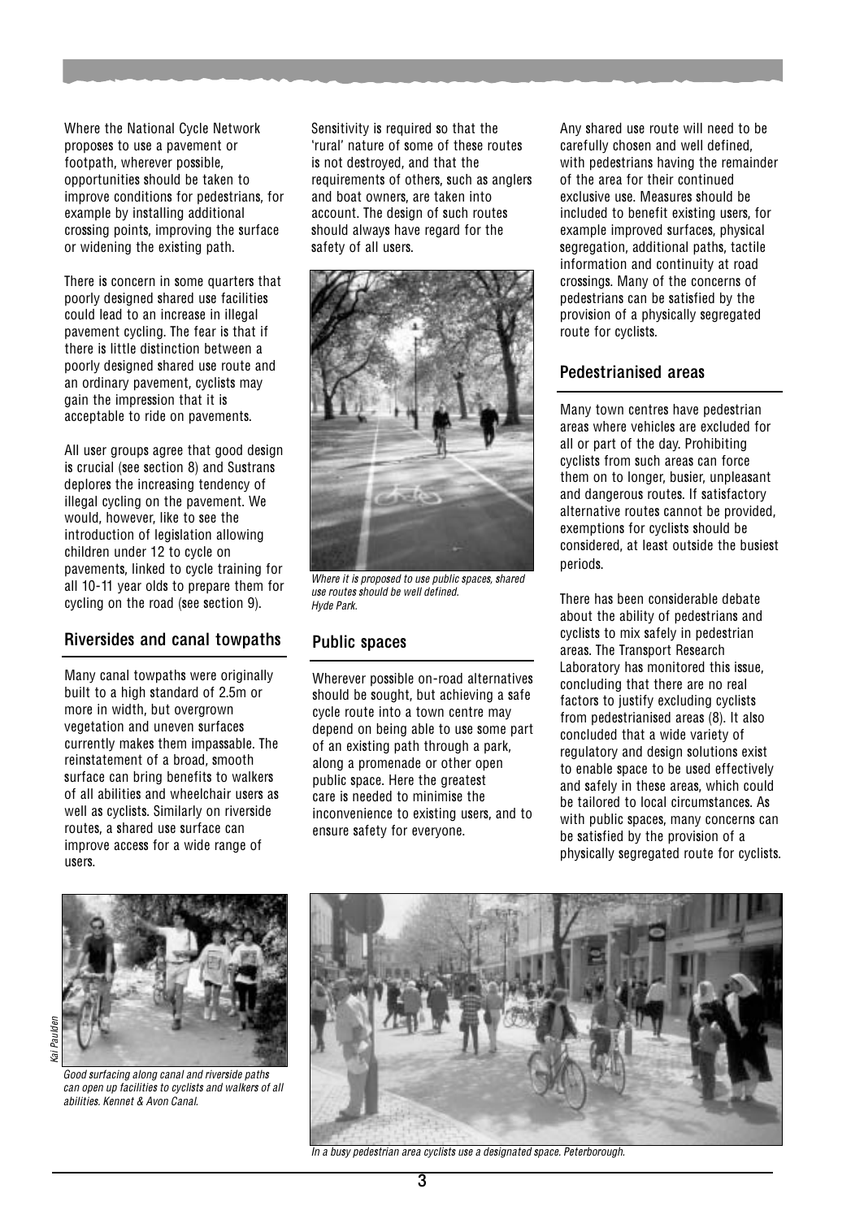Where the National Cycle Network proposes to use a pavement or footpath, wherever possible, opportunities should be taken to improve conditions for pedestrians, for example by installing additional crossing points, improving the surface or widening the existing path.

There is concern in some quarters that poorly designed shared use facilities could lead to an increase in illegal pavement cycling. The fear is that if there is little distinction between a poorly designed shared use route and an ordinary pavement, cyclists may gain the impression that it is acceptable to ride on pavements.

All user groups agree that good design is crucial (see section 8) and Sustrans deplores the increasing tendency of illegal cycling on the pavement. We would, however, like to see the introduction of legislation allowing children under 12 to cycle on pavements, linked to cycle training for all 10-11 year olds to prepare them for cycling on the road (see section 9).

## Riversides and canal towpaths

Many canal towpaths were originally built to a high standard of 2.5m or more in width, but overgrown vegetation and uneven surfaces currently makes them impassable. The reinstatement of a broad, smooth surface can bring benefits to walkers of all abilities and wheelchair users as well as cyclists. Similarly on riverside routes, a shared use surface can improve access for a wide range of users.

Sensitivity is required so that the 'rural' nature of some of these routes is not destroyed, and that the requirements of others, such as anglers and boat owners, are taken into account. The design of such routes should always have regard for the safety of all users.

*Where it is proposed to use public spaces, shared use routes should be well defined. Hyde Park.*

## Public spaces

Wherever possible on-road alternatives should be sought, but achieving a safe cycle route into a town centre may depend on being able to use some part of an existing path through a park, along a promenade or other open public space. Here the greatest care is needed to minimise the inconvenience to existing users, and to ensure safety for everyone.

Any shared use route will need to be carefully chosen and well defined, with pedestrians having the remainder of the area for their continued exclusive use. Measures should be included to benefit existing users, for example improved surfaces, physical segregation, additional paths, tactile information and continuity at road crossings. Many of the concerns of pedestrians can be satisfied by the provision of a physically segregated route for cyclists.

## Pedestrianised areas

Many town centres have pedestrian areas where vehicles are excluded for all or part of the day. Prohibiting cyclists from such areas can force them on to longer, busier, unpleasant and dangerous routes. If satisfactory alternative routes cannot be provided, exemptions for cyclists should be considered, at least outside the busiest periods.

There has been considerable debate about the ability of pedestrians and cyclists to mix safely in pedestrian areas. The Transport Research Laboratory has monitored this issue, concluding that there are no real factors to justify excluding cyclists from pedestrianised areas (8). It also concluded that a wide variety of regulatory and design solutions exist to enable space to be used effectively and safely in these areas, which could be tailored to local circumstances. As with public spaces, many concerns can be satisfied by the provision of a physically segregated route for cyclists.

Kai Paulden

*Good surfacing along canal and riverside paths can open up facilities to cyclists and walkers of all abilities. Kennet & Avon Canal.*

*In a busy pedestrian area cyclists use a designated space. Peterborough.*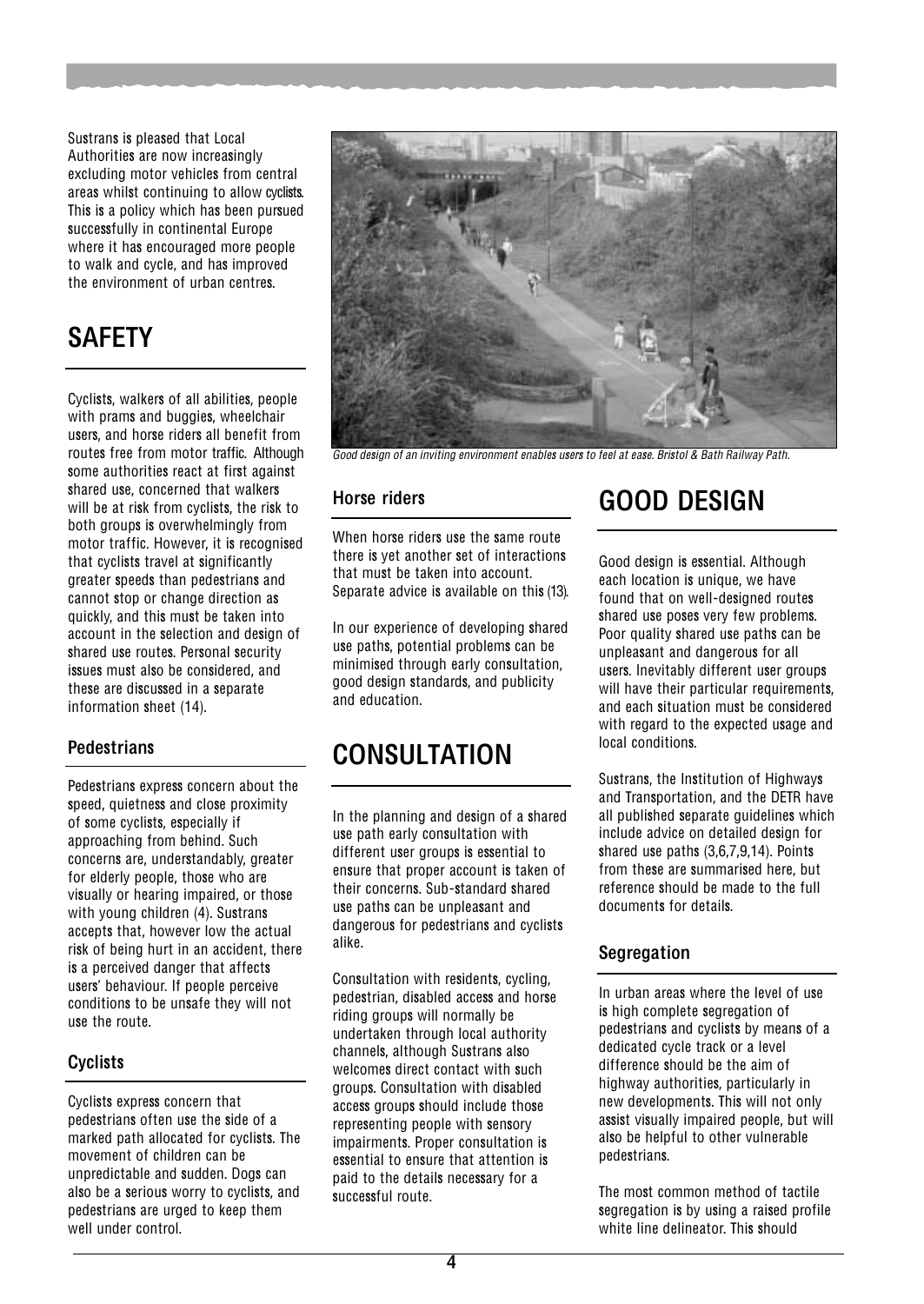Sustrans is pleased that Local Authorities are now increasingly excluding motor vehicles from central areas whilst continuing to allow cyclists. This is a policy which has been pursued successfully in continental Europe where it has encouraged more people to walk and cycle, and has improved the environment of urban centres.

## SAFETY

Cyclists, walkers of all abilities, people with prams and buggies, wheelchair users, and horse riders all benefit from routes free from motor traffic. Although some authorities react at first against shared use, concerned that walkers will be at risk from cyclists, the risk to both groups is overwhelmingly from motor traffic. However, it is recognised that cyclists travel at significantly greater speeds than pedestrians and cannot stop or change direction as quickly, and this must be taken into account in the selection and design of shared use routes. Personal security issues must also be considered, and these are discussed in a separate information sheet (14).

### Pedestrians

Pedestrians express concern about the speed, quietness and close proximity of some cyclists, especially if approaching from behind. Such concerns are, understandably, greater for elderly people, those who are visually or hearing impaired, or those with young children (4). Sustrans accepts that, however low the actual risk of being hurt in an accident, there is a perceived danger that affects users' behaviour. If people perceive conditions to be unsafe they will not use the route.

### Cyclists

Cyclists express concern that pedestrians often use the side of a marked path allocated for cyclists. The movement of children can be unpredictable and sudden. Dogs can also be a serious worry to cyclists, and pedestrians are urged to keep them well under control.

*Good design of an inviting environment enables users to feel at ease. Bristol & Bath Railway Path.*

### Horse riders

When horse riders use the same route there is yet another set of interactions that must be taken into account. Separate advice is available on this (13).

In our experience of developing shared use paths, potential problems can be minimised through early consultation, good design standards, and publicity and education.

## CONSULTATION

In the planning and design of a shared use path early consultation with different user groups is essential to ensure that proper account is taken of their concerns. Sub-standard shared use paths can be unpleasant and dangerous for pedestrians and cyclists alike.

Consultation with residents, cycling, pedestrian, disabled access and horse riding groups will normally be undertaken through local authority channels, although Sustrans also welcomes direct contact with such groups. Consultation with disabled access groups should include those representing people with sensory impairments. Proper consultation is essential to ensure that attention is paid to the details necessary for a successful route.

## GOOD DESIGN

Good design is essential. Although each location is unique, we have found that on well-designed routes shared use poses very few problems. Poor quality shared use paths can be unpleasant and dangerous for all users. Inevitably different user groups will have their particular requirements, and each situation must be considered with regard to the expected usage and local conditions.

Sustrans, the Institution of Highways and Transportation, and the DETR have all published separate guidelines which include advice on detailed design for shared use paths (3,6,7,9,14). Points from these are summarised here, but reference should be made to the full documents for details.

### Segregation

In urban areas where the level of use is high complete segregation of pedestrians and cyclists by means of a dedicated cycle track or a level difference should be the aim of highway authorities, particularly in new developments. This will not only assist visually impaired people, but will also be helpful to other vulnerable pedestrians.

The most common method of tactile segregation is by using a raised profile white line delineator. This should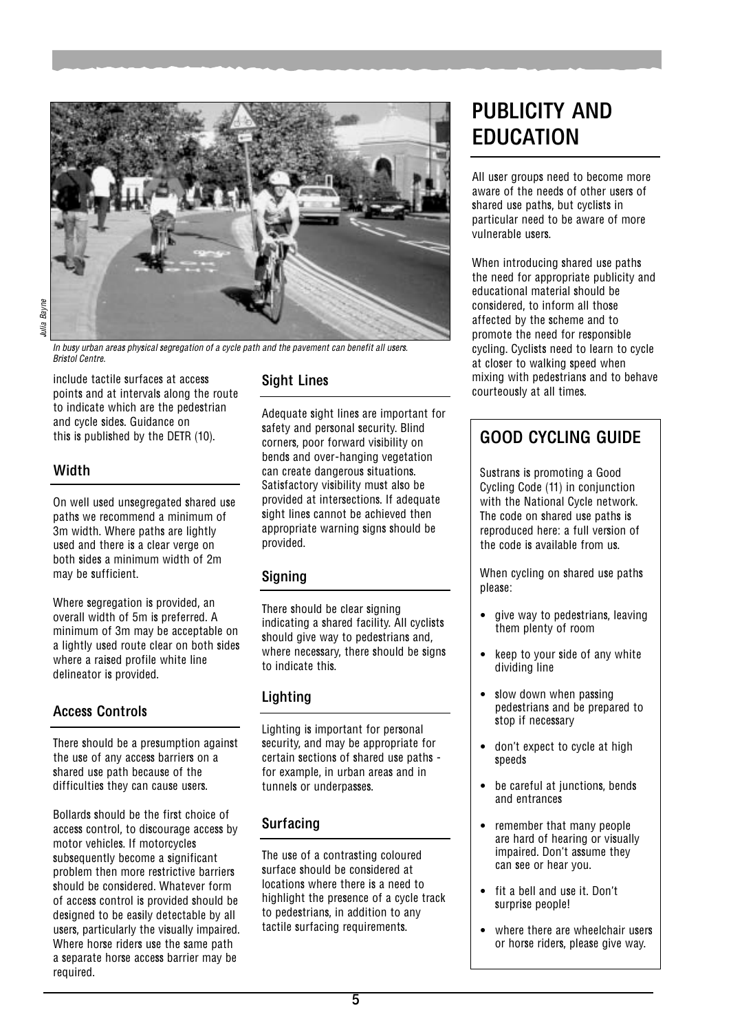*In busy urban areas physical segregation of a cycle path and the pavement can benefit all users. Bristol Centre.*

Julia Bayne

include tactile surfaces at access points and at intervals along the route to indicate which are the pedestrian and cycle sides. Guidance on this is published by the DETR (10).

### Width

On well used unsegregated shared use paths we recommend a minimum of 3m width. Where paths are lightly used and there is a clear verge on both sides a minimum width of 2m may be sufficient.

Where segregation is provided, an overall width of 5m is preferred. A minimum of 3m may be acceptable on a lightly used route clear on both sides where a raised profile white line delineator is provided.

### Access Controls

There should be a presumption against the use of any access barriers on a shared use path because of the difficulties they can cause users.

Bollards should be the first choice of access control, to discourage access by motor vehicles. If motorcycles subsequently become a significant problem then more restrictive barriers should be considered. Whatever form of access control is provided should be designed to be easily detectable by all users, particularly the visually impaired. Where horse riders use the same path a separate horse access barrier may be required.

### Sight Lines

Adequate sight lines are important for safety and personal security. Blind corners, poor forward visibility on bends and over-hanging vegetation can create dangerous situations. Satisfactory visibility must also be provided at intersections. If adequate sight lines cannot be achieved then appropriate warning signs should be provided.

### Signing

There should be clear signing indicating a shared facility. All cyclists should give way to pedestrians and, where necessary, there should be signs to indicate this.

### Lighting

Lighting is important for personal security, and may be appropriate for certain sections of shared use paths - for example, in urban areas and in tunnels or underpasses.

### Surfacing

The use of a contrasting coloured surface should be considered at locations where there is a need to highlight the presence of a cycle track to pedestrians, in addition to any tactile surfacing requirements.

## PUBLICITY AND EDUCATION

All user groups need to become more aware of the needs of other users of shared use paths, but cyclists in particular need to be aware of more vulnerable users.

When introducing shared use paths the need for appropriate publicity and educational material should be considered, to inform all those affected by the scheme and to promote the need for responsible cycling. Cyclists need to learn to cycle at closer to walking speed when mixing with pedestrians and to behave courteously at all times.

## GOOD CYCLING GUIDE

Sustrans is promoting a Good Cycling Code (11) in conjunction with the National Cycle network. The code on shared use paths is reproduced here: a full version of the code is available from us.

When cycling on shared use paths please:

- give way to pedestrians, leaving them plenty of room
- keep to your side of any white dividing line
- slow down when passing pedestrians and be prepared to stop if necessary
- don't expect to cycle at high speeds
- be careful at junctions, bends and entrances
- remember that many people are hard of hearing or visually impaired. Don't assume they can see or hear you.
- fit a bell and use it. Don't surprise people!
- where there are wheelchair users or horse riders, please give way.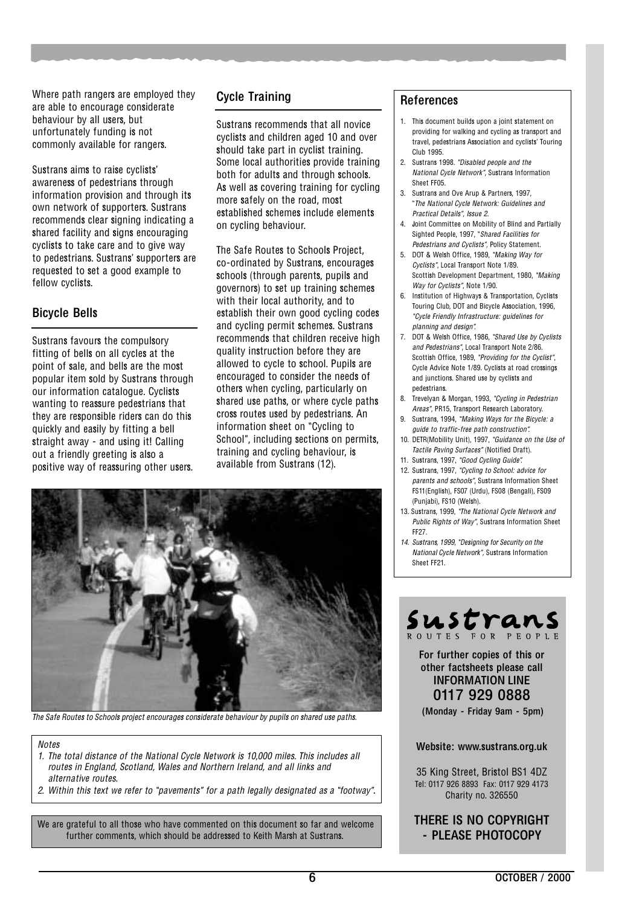Where path rangers are employed they are able to encourage considerate behaviour by all users, but unfortunately funding is not commonly available for rangers.

Sustrans aims to raise cyclists' awareness of pedestrians through information provision and through its own network of supporters. Sustrans recommends clear signing indicating a shared facility and signs encouraging cyclists to take care and to give way to pedestrians. Sustrans' supporters are requested to set a good example to fellow cyclists.

## Bicycle Bells

Sustrans favours the compulsory fitting of bells on all cycles at the point of sale, and bells are the most popular item sold by Sustrans through our information catalogue. Cyclists wanting to reassure pedestrians that they are responsible riders can do this quickly and easily by fitting a bell straight away - and using it! Calling out a friendly greeting is also a positive way of reassuring other users.

## Cycle Training

Sustrans recommends that all novice cyclists and children aged 10 and over should take part in cyclist training. Some local authorities provide training both for adults and through schools. As well as covering training for cycling more safely on the road, most established schemes include elements on cycling behaviour.

The Safe Routes to Schools Project, co-ordinated by Sustrans, encourages schools (through parents, pupils and governors) to set up training schemes with their local authority, and to establish their own good cycling codes and cycling permit schemes. Sustrans recommends that children receive high quality instruction before they are allowed to cycle to school. Pupils are encouraged to consider the needs of others when cycling, particularly on shared use paths, or where cycle paths cross routes used by pedestrians. An information sheet on "Cycling to School", including sections on permits, training and cycling behaviour, is available from Sustrans (12).

*The Safe Routes to Schools project encourages considerate behaviour by pupils on shared use paths.*

*Notes*

1. *The total distance of the National Cycle Network is 10,000 miles. This includes all routes in England, Scotland, Wales and Northern Ireland, and all links and alternative routes.*
2. *Within this text we refer to "pavements" for a path legally designated as a "footway".*

We are grateful to all those who have commented on this document so far and welcome further comments, which should be addressed to Keith Marsh at Sustrans.

## References

1. This document builds upon a joint statement on providing for walking and cycling as transport and travel, pedestrians Association and cyclists' Touring Club 1995.
2. Sustrans 1998. *"Disabled people and the National Cycle Network"*, Sustrans Information Sheet FF05.
3. Sustrans and Ove Arup & Partners, 1997, "*The National Cycle Network: Guidelines and Practical Details", Issue 2.*
4. Joint Committee on Mobility of Blind and Partially Sighted People, 1997, "*Shared Facilities for Pedestrians and Cyclists",* Policy Statement.
5. DOT & Welsh Office, 1989, *"Making Way for Cyclists"*, Local Transport Note 1/89. Scottish Development Department, 1980, *"Making Way for Cyclists"*, Note 1/90.
6. Institution of Highways & Transportation, Cyclists Touring Club, DOT and Bicycle Association, 1996, *"Cycle Friendly Infrastructure: guidelines for planning and design".*
7. DOT & Welsh Office, 1986, *"Shared Use by Cyclists and Pedestrians"*, Local Transport Note 2/86. Scottish Office, 1989, *"Providing for the Cyclist"*, Cycle Advice Note 1/89. Cyclists at road crossings and junctions. Shared use by cyclists and pedestrians.
8. Trevelyan & Morgan, 1993, *"Cycling in Pedestrian Areas"*, PR15, Transport Research Laboratory.
9. Sustrans, 1994, *"Making Ways for the Bicycle: a guide to traffic-free path construction".*
10. DETR(Mobility Unit), 1997, *"Guidance on the Use of Tactile Paving Surfaces"* (Notified Draft).
11. Sustrans, 1997, *"Good Cycling Guide".*
12. Sustrans, 1997, *"Cycling to School: advice for parents and schools"*, Sustrans Information Sheet FS11(English), FS07 (Urdu), FS08 (Bengali), FS09 (Punjabi), FS10 (Welsh).
13. Sustrans, 1999, *"The National Cycle Network and Public Rights of Way"*, Sustrans Information Sheet FF27.
14. *Sustrans, 1999, "Designing for Security on the National Cycle Network",* Sustrans Information Sheet FF21.

**Sustrans**
ROUTES FOR PEOPLE

**For further copies of this or other factsheets please call INFORMATION LINE**
**0117 929 0888**
**(Monday - Friday 9am - 5pm)**

**Website: www.sustrans.org.uk**

35 King Street, Bristol BS1 4DZ
Tel: 0117 926 8893 Fax: 0117 929 4173
Charity no. 326550

**THERE IS NO COPYRIGHT - PLEASE PHOTOCOPY**

OCTOBER / 2000